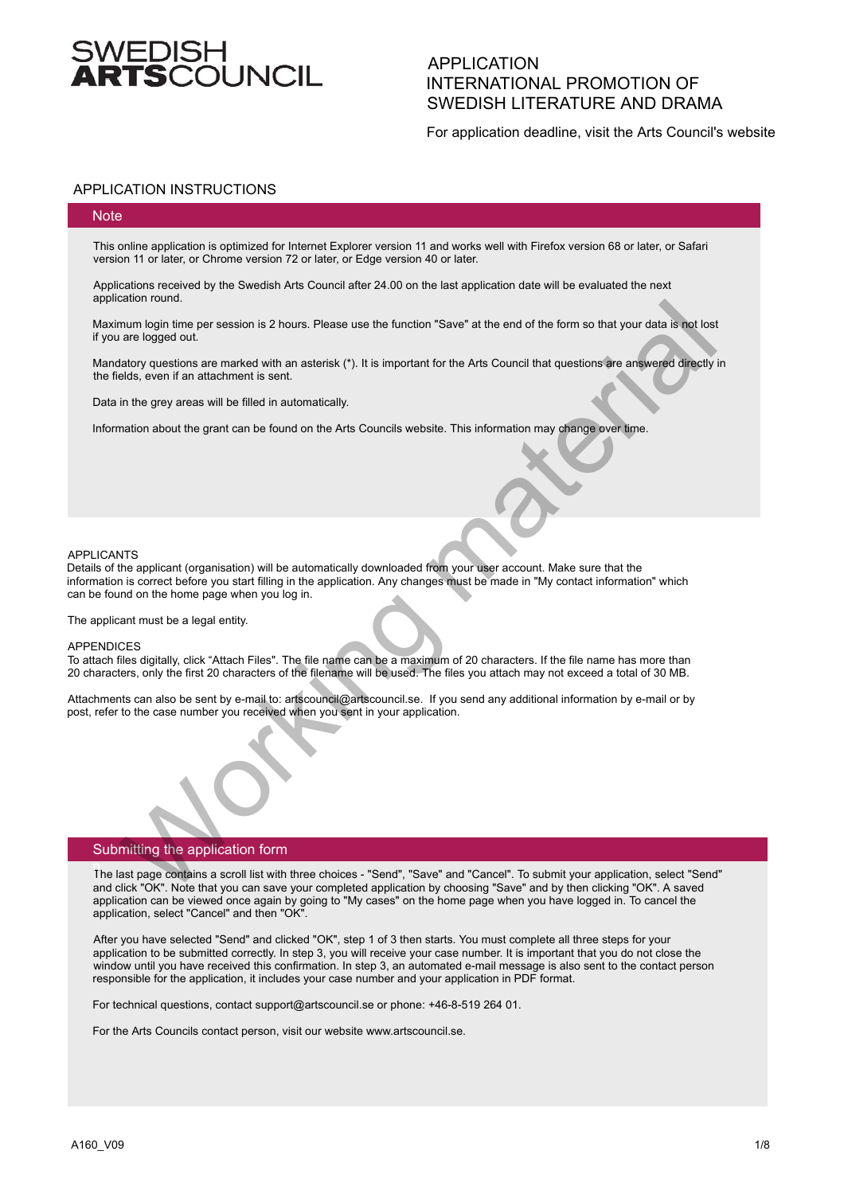SWEDISH **ARTS**COUNCIL

# APPLICATION
# INTERNATIONAL PROMOTION OF SWEDISH LITERATURE AND DRAMA

For application deadline, visit the Arts Council's website

## APPLICATION INSTRUCTIONS

### Note

This online application is optimized for Internet Explorer version 11 and works well with Firefox version 68 or later, or Safari version 11 or later, or Chrome version 72 or later, or Edge version 40 or later.

Applications received by the Swedish Arts Council after 24.00 on the last application date will be evaluated the next application round.

Maximum login time per session is 2 hours. Please use the function "Save" at the end of the form so that your data is not lost if you are logged out.

Mandatory questions are marked with an asterisk (*). It is important for the Arts Council that questions are answered directly in the fields, even if an attachment is sent.

Data in the grey areas will be filled in automatically.

Information about the grant can be found on the Arts Councils website. This information may change over time.

APPLICANTS
Details of the applicant (organisation) will be automatically downloaded from your user account. Make sure that the information is correct before you start filling in the application. Any changes must be made in "My contact information" which can be found on the home page when you log in.

The applicant must be a legal entity.

APPENDICES
To attach files digitally, click "Attach Files". The file name can be a maximum of 20 characters. If the file name has more than 20 characters, only the first 20 characters of the filename will be used. The files you attach may not exceed a total of 30 MB.

Attachments can also be sent by e-mail to: artscouncil@artscouncil.se. If you send any additional information by e-mail or by post, refer to the case number you received when you sent in your application.

### Submitting the application form

The last page contains a scroll list with three choices - "Send", "Save" and "Cancel". To submit your application, select "Send" and click "OK". Note that you can save your completed application by choosing "Save" and by then clicking "OK". A saved application can be viewed once again by going to "My cases" on the home page when you have logged in. To cancel the application, select "Cancel" and then "OK".

After you have selected "Send" and clicked "OK", step 1 of 3 then starts. You must complete all three steps for your application to be submitted correctly. In step 3, you will receive your case number. It is important that you do not close the window until you have received this confirmation. In step 3, an automated e-mail message is also sent to the contact person responsible for the application, it includes your case number and your application in PDF format.

For technical questions, contact support@artscouncil.se or phone: +46-8-519 264 01.

For the Arts Councils contact person, visit our website www.artscouncil.se.

A160_V09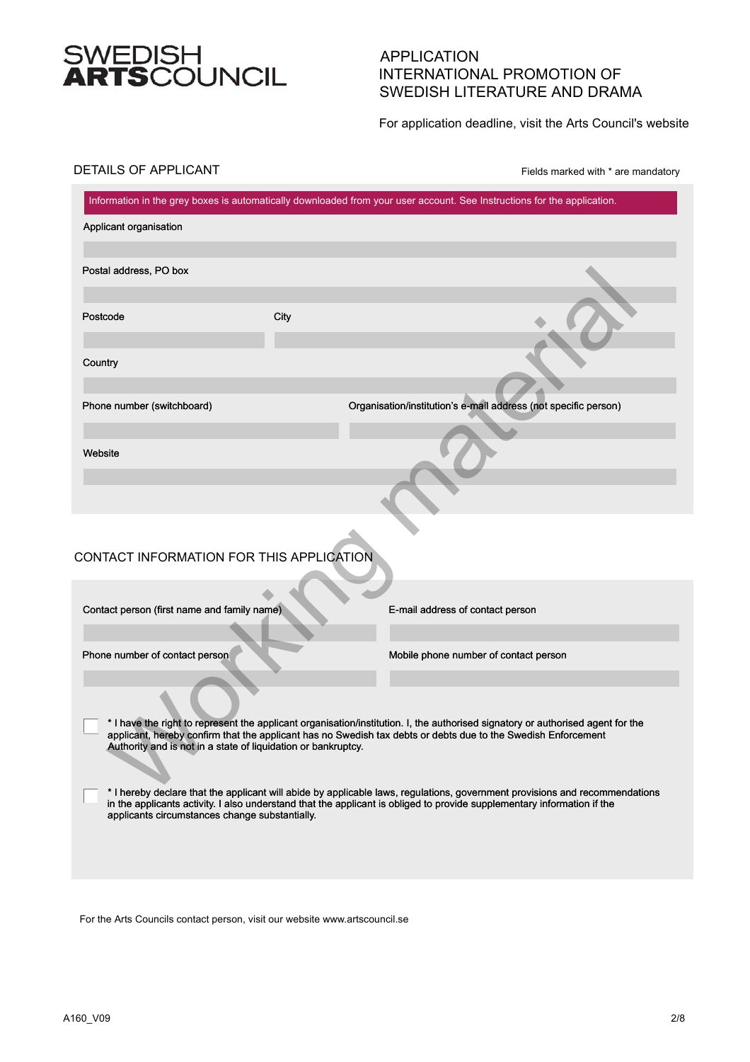**SWEDISH ARTSCOUNCIL**

APPLICATION
INTERNATIONAL PROMOTION OF
SWEDISH LITERATURE AND DRAMA

For application deadline, visit the Arts Council's website

## DETAILS OF APPLICANT

Fields marked with * are mandatory

Information in the grey boxes is automatically downloaded from your user account. See Instructions for the application.

Applicant organisation

Postal address, PO box

Postcode

City

Country

Phone number (switchboard)

Organisation/institution's e-mail address (not specific person)

Website

## CONTACT INFORMATION FOR THIS APPLICATION

Contact person (first name and family name)

E-mail address of contact person

Phone number of contact person

Mobile phone number of contact person

☐ * I have the right to represent the applicant organisation/institution. I, the authorised signatory or authorised agent for the applicant, hereby confirm that the applicant has no Swedish tax debts or debts due to the Swedish Enforcement Authority and is not in a state of liquidation or bankruptcy.

☐ * I hereby declare that the applicant will abide by applicable laws, regulations, government provisions and recommendations in the applicants activity. I also understand that the applicant is obliged to provide supplementary information if the applicants circumstances change substantially.

For the Arts Councils contact person, visit our website www.artscouncil.se

A160_V09

Working material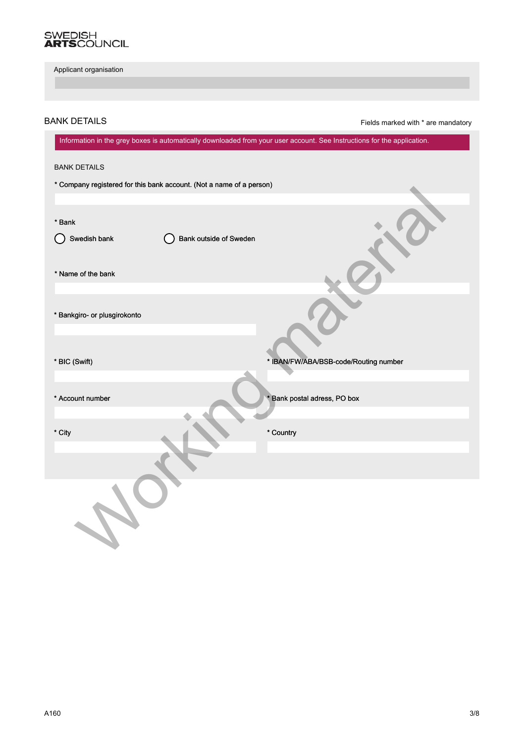SWEDISH
**ARTS**COUNCIL

Applicant organisation

## BANK DETAILS

Fields marked with * are mandatory

Information in the grey boxes is automatically downloaded from your user account. See Instructions for the application.

BANK DETAILS

* Company registered for this bank account. (Not a name of a person)

* Bank

◯ Swedish bank ◯ Bank outside of Sweden

* Name of the bank

* Bankgiro- or plusgirokonto

* BIC (Swift)

* IBAN/FW/ABA/BSB-code/Routing number

* Account number

* Bank postal adress, PO box

* City

* Country

Working material

A160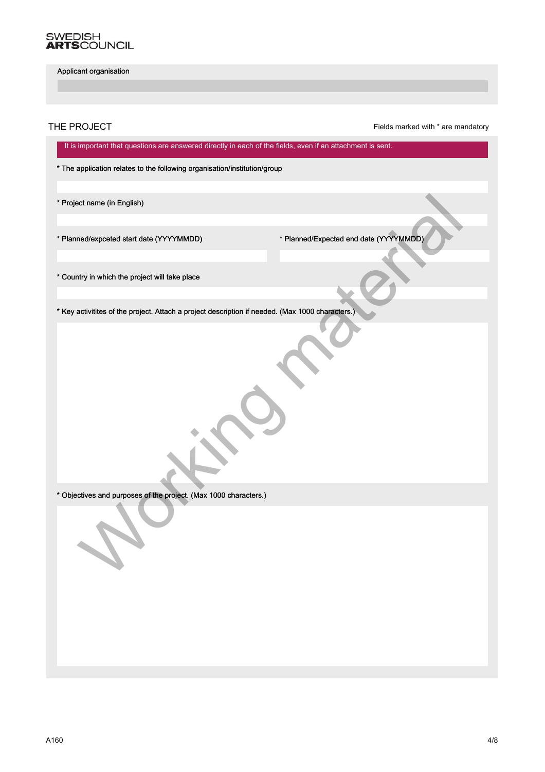SWEDISH
**ARTS**COUNCIL

Applicant organisation

## THE PROJECT

Fields marked with * are mandatory

It is important that questions are answered directly in each of the fields, even if an attachment is sent.

* The application relates to the following organisation/institution/group

* Project name (in English)

* Planned/expceted start date (YYYYMMDD)

* Planned/Expected end date (YYYYMMDD)

* Country in which the project will take place

* Key activitites of the project. Attach a project description if needed. (Max 1000 characters.)

* Objectives and purposes of the project. (Max 1000 characters.)

Working material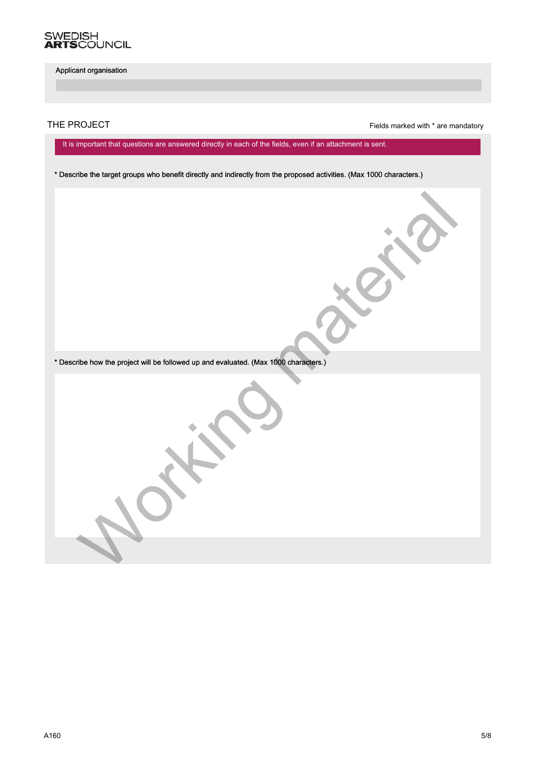SWEDISH
ARTSCOUNCIL

Applicant organisation

## THE PROJECT

Fields marked with * are mandatory

It is important that questions are answered directly in each of the fields, even if an attachment is sent.

* Describe the target groups who benefit directly and indirectly from the proposed activities. (Max 1000 characters.)

* Describe how the project will be followed up and evaluated. (Max 1000 characters.)

Working material

A160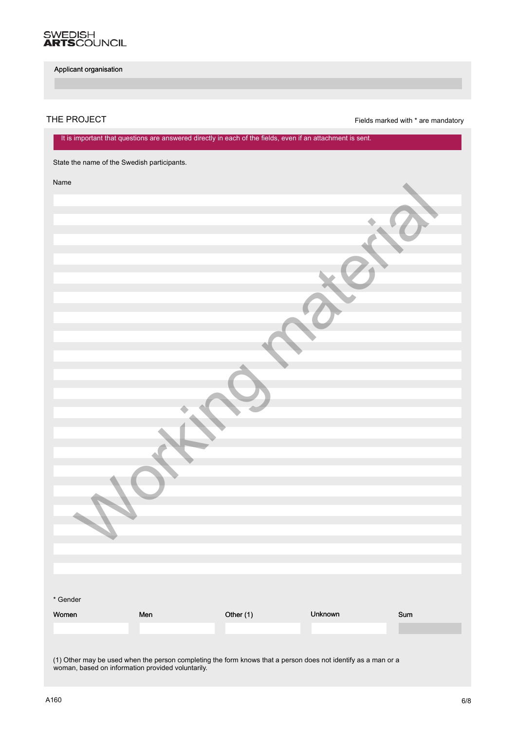**SWEDISH ARTS COUNCIL**

Applicant organisation

## THE PROJECT

Fields marked with * are mandatory

It is important that questions are answered directly in each of the fields, even if an attachment is sent.

State the name of the Swedish participants.

Name

\* Gender

| Women | Men | Other (1) | Unknown | Sum |
|---|---|---|---|---|
| | | | | |

(1) Other may be used when the person completing the form knows that a person does not identify as a man or a woman, based on information provided voluntarily.

Working material

A160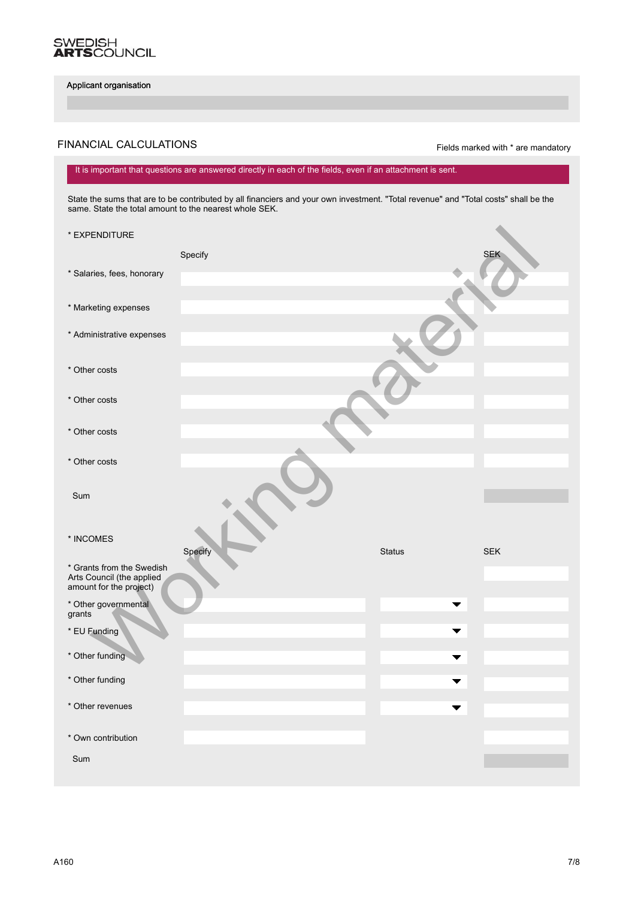**SWEDISH ARTSCOUNCIL**

Applicant organisation

## FINANCIAL CALCULATIONS

Fields marked with * are mandatory

It is important that questions are answered directly in each of the fields, even if an attachment is sent.

State the sums that are to be contributed by all financiers and your own investment. "Total revenue" and "Total costs" shall be the same. State the total amount to the nearest whole SEK.

### * EXPENDITURE

| | Specify | SEK |
|---|---|---|
| * Salaries, fees, honorary | | |
| * Marketing expenses | | |
| * Administrative expenses | | |
| * Other costs | | |
| * Other costs | | |
| * Other costs | | |
| * Other costs | | |
| Sum | | |

### * INCOMES

| | Specify | Status | SEK |
|---|---|---|---|
| * Grants from the Swedish Arts Council (the applied amount for the project) | | | |
| * Other governmental grants | | | |
| * EU Funding | | | |
| * Other funding | | | |
| * Other funding | | | |
| * Other revenues | | | |
| * Own contribution | | | |
| Sum | | | |

Working material

A160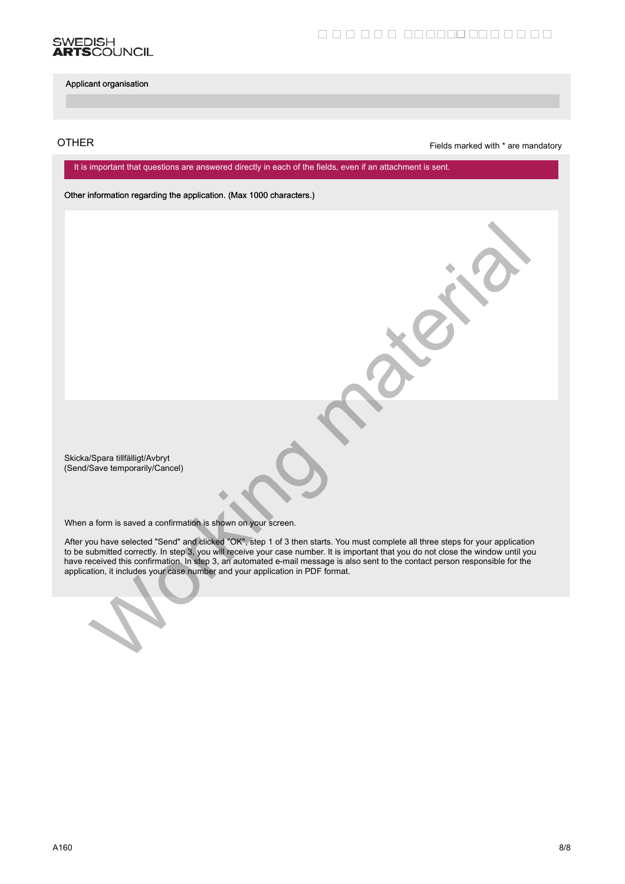SWEDISH
**ARTS**COUNCIL

Applicant organisation

OTHER

Fields marked with * are mandatory

It is important that questions are answered directly in each of the fields, even if an attachment is sent.

Other information regarding the application. (Max 1000 characters.)

Skicka/Spara tillfälligt/Avbryt
(Send/Save temporarily/Cancel)

When a form is saved a confirmation is shown on your screen.

After you have selected "Send" and clicked "OK", step 1 of 3 then starts. You must complete all three steps for your application to be submitted correctly. In step 3, you will receive your case number. It is important that you do not close the window until you have received this confirmation. In step 3, an automated e-mail message is also sent to the contact person responsible for the application, it includes your case number and your application in PDF format.

Working material

A160